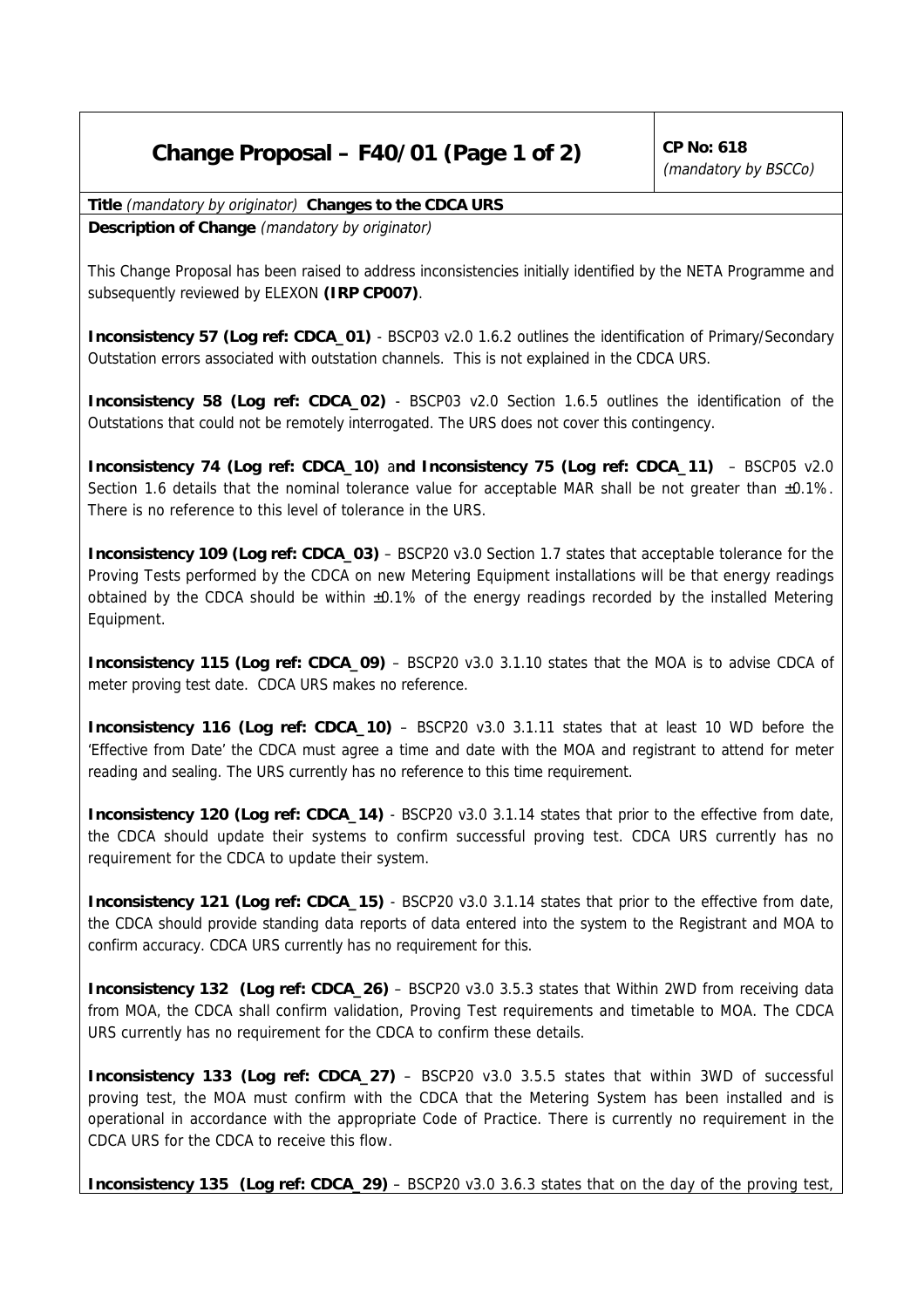# Change Proposal – F40/01 (Page 1 of 2)

**CP No: 618**
*(mandatory by BSCCo)*

**Title** *(mandatory by originator)* **Changes to the CDCA URS**

**Description of Change** *(mandatory by originator)*

This Change Proposal has been raised to address inconsistencies initially identified by the NETA Programme and subsequently reviewed by ELEXON **(IRP CP007)**.

**Inconsistency 57 (Log ref: CDCA_01)** - BSCP03 v2.0 1.6.2 outlines the identification of Primary/Secondary Outstation errors associated with outstation channels. This is not explained in the CDCA URS.

**Inconsistency 58 (Log ref: CDCA_02)** - BSCP03 v2.0 Section 1.6.5 outlines the identification of the Outstations that could not be remotely interrogated. The URS does not cover this contingency.

**Inconsistency 74 (Log ref: CDCA_10)** a**nd Inconsistency 75 (Log ref: CDCA_11)** – BSCP05 v2.0 Section 1.6 details that the nominal tolerance value for acceptable MAR shall be not greater than ±0.1%. There is no reference to this level of tolerance in the URS.

**Inconsistency 109 (Log ref: CDCA_03)** – BSCP20 v3.0 Section 1.7 states that acceptable tolerance for the Proving Tests performed by the CDCA on new Metering Equipment installations will be that energy readings obtained by the CDCA should be within ±0.1% of the energy readings recorded by the installed Metering Equipment.

**Inconsistency 115 (Log ref: CDCA_09)** – BSCP20 v3.0 3.1.10 states that the MOA is to advise CDCA of meter proving test date. CDCA URS makes no reference.

**Inconsistency 116 (Log ref: CDCA_10)** – BSCP20 v3.0 3.1.11 states that at least 10 WD before the 'Effective from Date' the CDCA must agree a time and date with the MOA and registrant to attend for meter reading and sealing. The URS currently has no reference to this time requirement.

**Inconsistency 120 (Log ref: CDCA_14)** - BSCP20 v3.0 3.1.14 states that prior to the effective from date, the CDCA should update their systems to confirm successful proving test. CDCA URS currently has no requirement for the CDCA to update their system.

**Inconsistency 121 (Log ref: CDCA_15)** - BSCP20 v3.0 3.1.14 states that prior to the effective from date, the CDCA should provide standing data reports of data entered into the system to the Registrant and MOA to confirm accuracy. CDCA URS currently has no requirement for this.

**Inconsistency 132 (Log ref: CDCA_26)** – BSCP20 v3.0 3.5.3 states that Within 2WD from receiving data from MOA, the CDCA shall confirm validation, Proving Test requirements and timetable to MOA. The CDCA URS currently has no requirement for the CDCA to confirm these details.

**Inconsistency 133 (Log ref: CDCA_27)** – BSCP20 v3.0 3.5.5 states that within 3WD of successful proving test, the MOA must confirm with the CDCA that the Metering System has been installed and is operational in accordance with the appropriate Code of Practice. There is currently no requirement in the CDCA URS for the CDCA to receive this flow.

**Inconsistency 135 (Log ref: CDCA_29)** – BSCP20 v3.0 3.6.3 states that on the day of the proving test,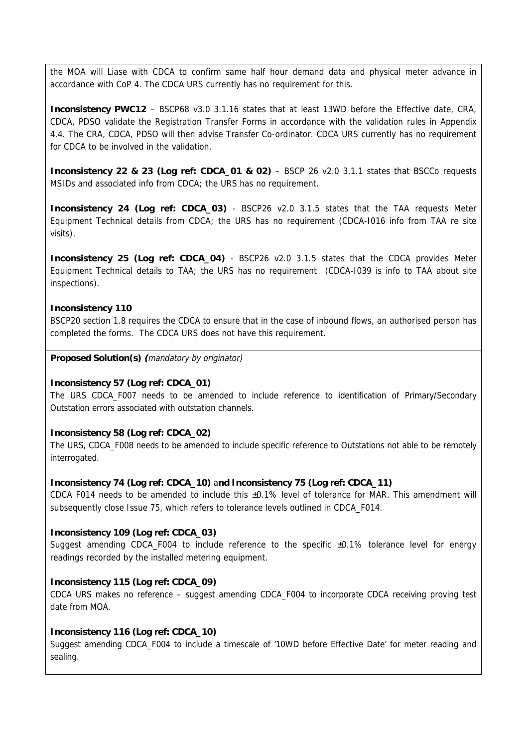the MOA will Liase with CDCA to confirm same half hour demand data and physical meter advance in accordance with CoP 4. The CDCA URS currently has no requirement for this.

**Inconsistency PWC12** – BSCP68 v3.0 3.1.16 states that at least 13WD before the Effective date, CRA, CDCA, PDSO validate the Registration Transfer Forms in accordance with the validation rules in Appendix 4.4. The CRA, CDCA, PDSO will then advise Transfer Co-ordinator. CDCA URS currently has no requirement for CDCA to be involved in the validation.

**Inconsistency 22 & 23 (Log ref: CDCA_01 & 02)** – BSCP 26 v2.0 3.1.1 states that BSCCo requests MSIDs and associated info from CDCA; the URS has no requirement.

**Inconsistency 24 (Log ref: CDCA_03)** - BSCP26 v2.0 3.1.5 states that the TAA requests Meter Equipment Technical details from CDCA; the URS has no requirement (CDCA-I016 info from TAA re site visits).

**Inconsistency 25 (Log ref: CDCA_04)** - BSCP26 v2.0 3.1.5 states that the CDCA provides Meter Equipment Technical details to TAA; the URS has no requirement (CDCA-I039 is info to TAA about site inspections).

**Inconsistency 110**

BSCP20 section 1.8 requires the CDCA to ensure that in the case of inbound flows, an authorised person has completed the forms. The CDCA URS does not have this requirement.

**Proposed Solution(s) (***mandatory by originator*)

**Inconsistency 57 (Log ref: CDCA_01)**

The URS CDCA_F007 needs to be amended to include reference to identification of Primary/Secondary Outstation errors associated with outstation channels.

**Inconsistency 58 (Log ref: CDCA_02)**

The URS, CDCA_F008 needs to be amended to include specific reference to Outstations not able to be remotely interrogated.

**Inconsistency 74 (Log ref: CDCA_10) and Inconsistency 75 (Log ref: CDCA_11)**

CDCA F014 needs to be amended to include this ±0.1% level of tolerance for MAR. This amendment will subsequently close Issue 75, which refers to tolerance levels outlined in CDCA_F014.

**Inconsistency 109 (Log ref: CDCA_03)**

Suggest amending CDCA_F004 to include reference to the specific ±0.1% tolerance level for energy readings recorded by the installed metering equipment.

**Inconsistency 115 (Log ref: CDCA_09)**

CDCA URS makes no reference – suggest amending CDCA_F004 to incorporate CDCA receiving proving test date from MOA.

**Inconsistency 116 (Log ref: CDCA_10)**

Suggest amending CDCA_F004 to include a timescale of '10WD before Effective Date' for meter reading and sealing.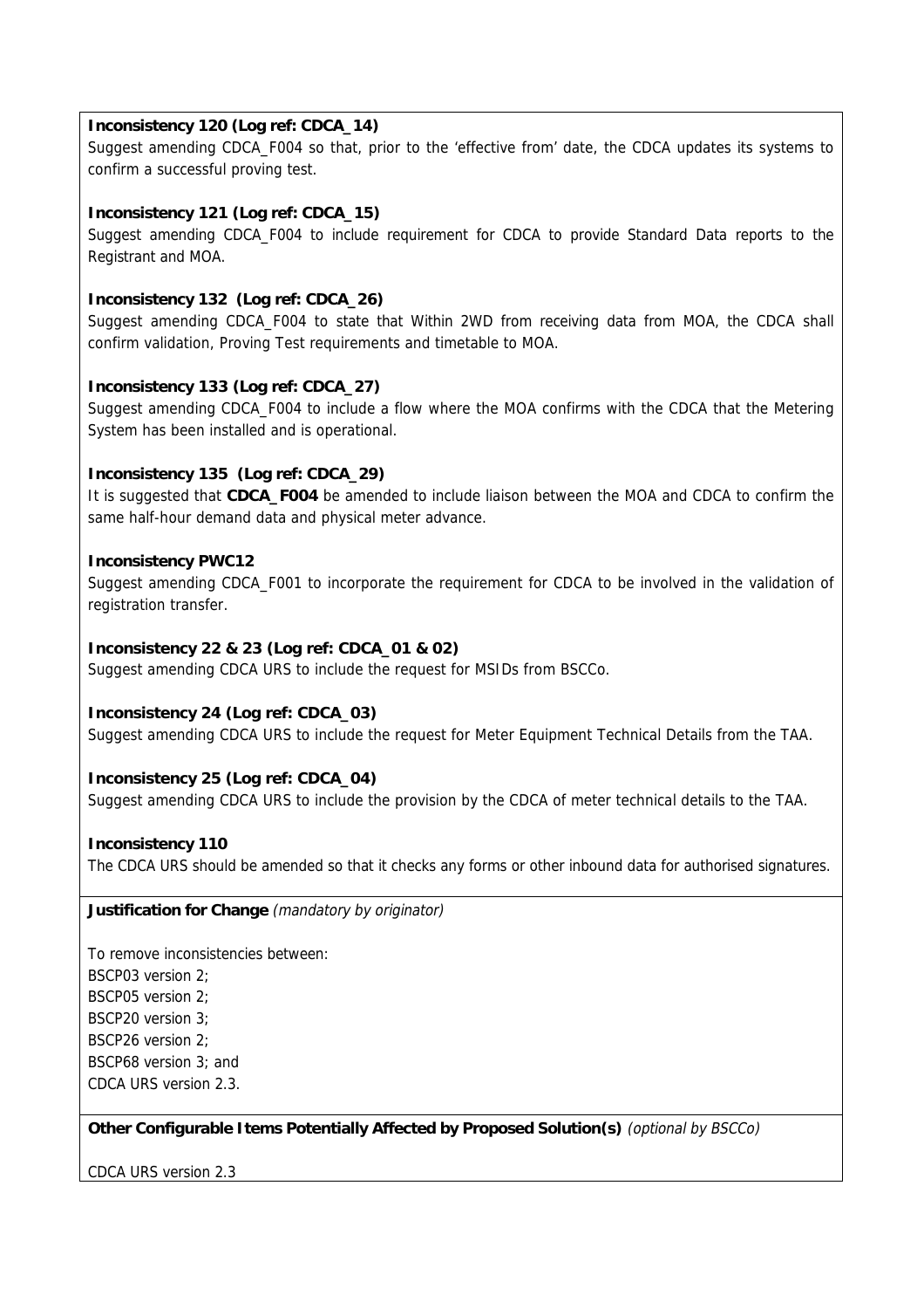**Inconsistency 120 (Log ref: CDCA_14)**
Suggest amending CDCA_F004 so that, prior to the 'effective from' date, the CDCA updates its systems to confirm a successful proving test.

**Inconsistency 121 (Log ref: CDCA_15)**
Suggest amending CDCA_F004 to include requirement for CDCA to provide Standard Data reports to the Registrant and MOA.

**Inconsistency 132 (Log ref: CDCA_26)**
Suggest amending CDCA_F004 to state that Within 2WD from receiving data from MOA, the CDCA shall confirm validation, Proving Test requirements and timetable to MOA.

**Inconsistency 133 (Log ref: CDCA_27)**
Suggest amending CDCA_F004 to include a flow where the MOA confirms with the CDCA that the Metering System has been installed and is operational.

**Inconsistency 135 (Log ref: CDCA_29)**
It is suggested that **CDCA_F004** be amended to include liaison between the MOA and CDCA to confirm the same half-hour demand data and physical meter advance.

**Inconsistency PWC12**
Suggest amending CDCA_F001 to incorporate the requirement for CDCA to be involved in the validation of registration transfer.

**Inconsistency 22 & 23 (Log ref: CDCA_01 & 02)**
Suggest amending CDCA URS to include the request for MSIDs from BSCCo.

**Inconsistency 24 (Log ref: CDCA_03)**
Suggest amending CDCA URS to include the request for Meter Equipment Technical Details from the TAA.

**Inconsistency 25 (Log ref: CDCA_04)**
Suggest amending CDCA URS to include the provision by the CDCA of meter technical details to the TAA.

**Inconsistency 110**
The CDCA URS should be amended so that it checks any forms or other inbound data for authorised signatures.

**Justification for Change** *(mandatory by originator)*

To remove inconsistencies between:
BSCP03 version 2;
BSCP05 version 2;
BSCP20 version 3;
BSCP26 version 2;
BSCP68 version 3; and
CDCA URS version 2.3.

**Other Configurable Items Potentially Affected by Proposed Solution(s)** *(optional by BSCCo)*

CDCA URS version 2.3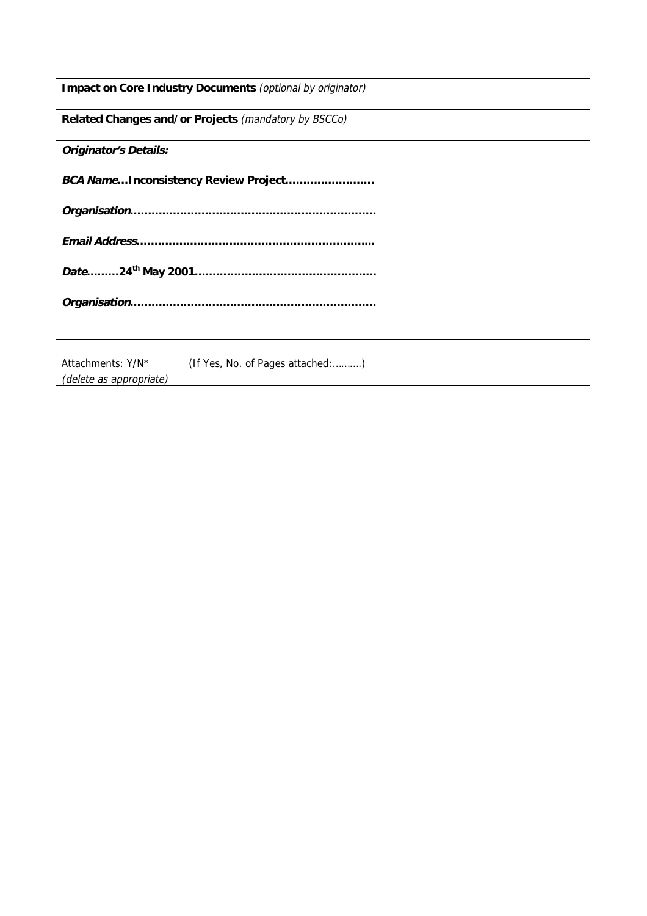**Impact on Core Industry Documents** *(optional by originator)*

**Related Changes and/or Projects** *(mandatory by BSCCo)*

***Originator's Details:***

***BCA Name*...Inconsistency Review Project.........................**

***Organisation*...................................................................**

***Email Address*................................................................**

***Date*.........24th May 2001.................................................**

***Organisation*...................................................................**

Attachments: Y/N* (If Yes, No. of Pages attached:..........)
*(delete as appropriate)*